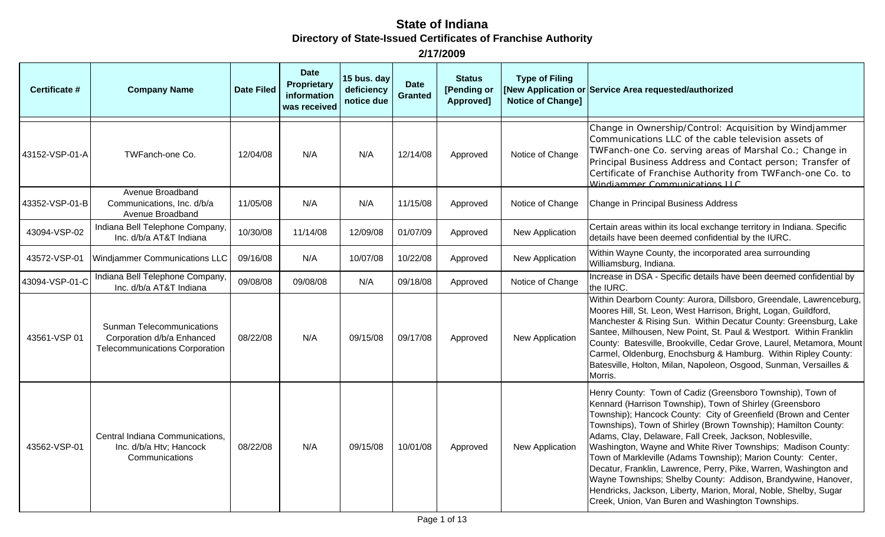# State of Indiana

## Directory of State-Issued Certificates of Franchise Authority

### 2/17/2009

| Certificate # | Company Name | Date Filed | Date Proprietary information was received | 15 bus. day deficiency notice due | Date Granted | Status [Pending or Approved] | Type of Filing [New Application or Notice of Change] | Service Area requested/authorized |
|---|---|---|---|---|---|---|---|---|
| 43152-VSP-01-A | TWFanch-one Co. | 12/04/08 | N/A | N/A | 12/14/08 | Approved | Notice of Change | Change in Ownership/Control: Acquisition by Windjammer Communications LLC of the cable television assets of TWFanch-one Co. serving areas of Marshal Co.; Change in Principal Business Address and Contact person; Transfer of Certificate of Franchise Authority from TWFanch-one Co. to Windjammer Communications LLC |
| 43352-VSP-01-B | Avenue Broadband Communications, Inc. d/b/a Avenue Broadband | 11/05/08 | N/A | N/A | 11/15/08 | Approved | Notice of Change | Change in Principal Business Address |
| 43094-VSP-02 | Indiana Bell Telephone Company, Inc. d/b/a AT&T Indiana | 10/30/08 | 11/14/08 | 12/09/08 | 01/07/09 | Approved | New Application | Certain areas within its local exchange territory in Indiana. Specific details have been deemed confidential by the IURC. |
| 43572-VSP-01 | Windjammer Communications LLC | 09/16/08 | N/A | 10/07/08 | 10/22/08 | Approved | New Application | Within Wayne County, the incorporated area surrounding Williamsburg, Indiana. |
| 43094-VSP-01-C | Indiana Bell Telephone Company, Inc. d/b/a AT&T Indiana | 09/08/08 | 09/08/08 | N/A | 09/18/08 | Approved | Notice of Change | Increase in DSA - Specific details have been deemed confidential by the IURC. |
| 43561-VSP 01 | Sunman Telecommunications Corporation d/b/a Enhanced Telecommunications Corporation | 08/22/08 | N/A | 09/15/08 | 09/17/08 | Approved | New Application | Within Dearborn County: Aurora, Dillsboro, Greendale, Lawrenceburg, Moores Hill, St. Leon, West Harrison, Bright, Logan, Guildford, Manchester & Rising Sun. Within Decatur County: Greensburg, Lake Santee, Milhousen, New Point, St. Paul & Westport. Within Franklin County: Batesville, Brookville, Cedar Grove, Laurel, Metamora, Mount Carmel, Oldenburg, Enochsburg & Hamburg. Within Ripley County: Batesville, Holton, Milan, Napoleon, Osgood, Sunman, Versailles & Morris. |
| 43562-VSP-01 | Central Indiana Communications, Inc. d/b/a Htv; Hancock Communications | 08/22/08 | N/A | 09/15/08 | 10/01/08 | Approved | New Application | Henry County: Town of Cadiz (Greensboro Township), Town of Kennard (Harrison Township), Town of Shirley (Greensboro Township); Hancock County: City of Greenfield (Brown and Center Townships), Town of Shirley (Brown Township); Hamilton County: Adams, Clay, Delaware, Fall Creek, Jackson, Noblesville, Washington, Wayne and White River Townships; Madison County: Town of Markleville (Adams Township); Marion County: Center, Decatur, Franklin, Lawrence, Perry, Pike, Warren, Washington and Wayne Townships; Shelby County: Addison, Brandywine, Hanover, Hendricks, Jackson, Liberty, Marion, Moral, Noble, Shelby, Sugar Creek, Union, Van Buren and Washington Townships. |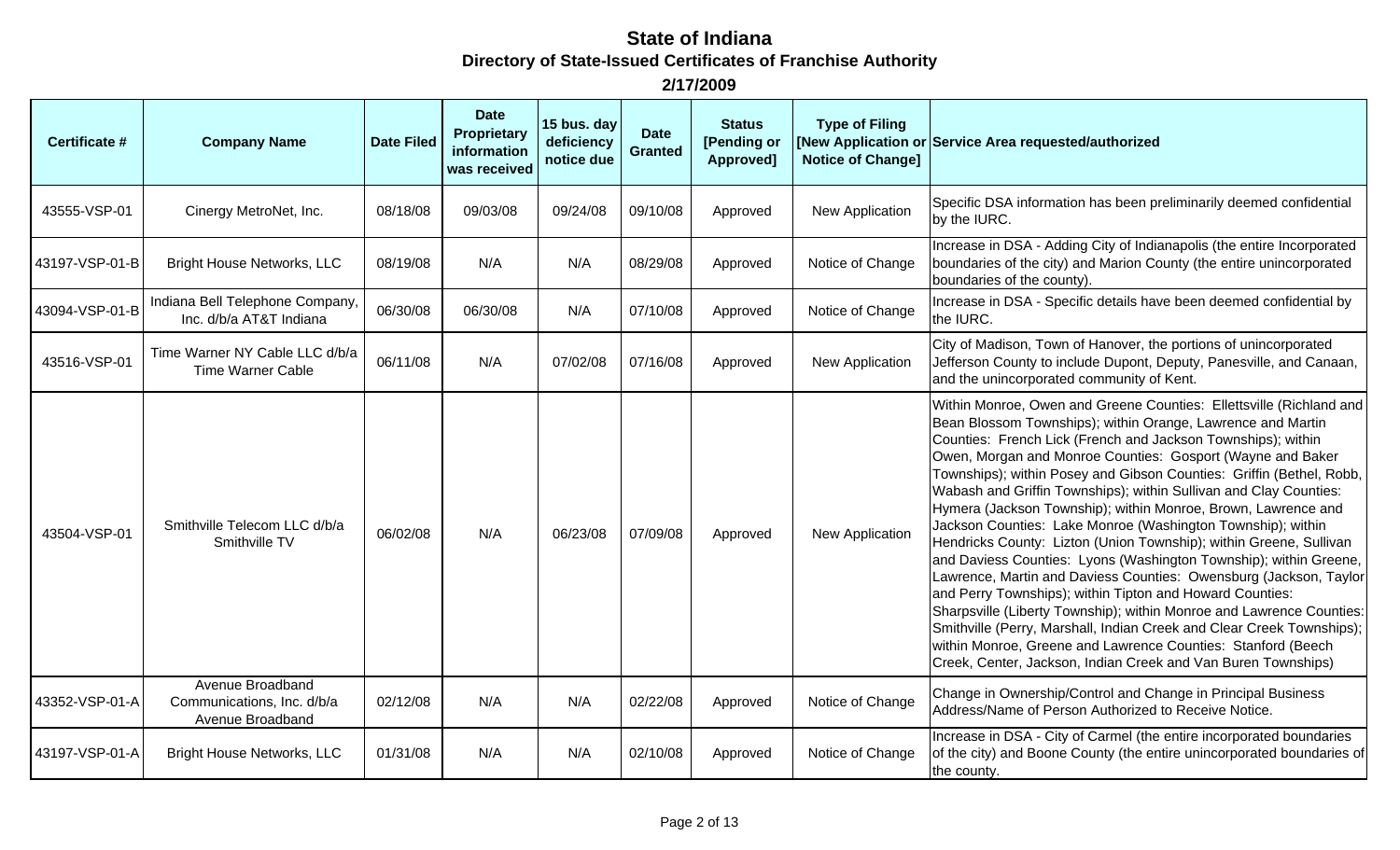# State of Indiana

## Directory of State-Issued Certificates of Franchise Authority

**2/17/2009**

| Certificate # | Company Name | Date Filed | Date Proprietary information was received | 15 bus. day deficiency notice due | Date Granted | Status [Pending or Approved] | Type of Filing [New Application or Notice of Change] | Service Area requested/authorized |
|---|---|---|---|---|---|---|---|---|
| 43555-VSP-01 | Cinergy MetroNet, Inc. | 08/18/08 | 09/03/08 | 09/24/08 | 09/10/08 | Approved | New Application | Specific DSA information has been preliminarily deemed confidential by the IURC. |
| 43197-VSP-01-B | Bright House Networks, LLC | 08/19/08 | N/A | N/A | 08/29/08 | Approved | Notice of Change | Increase in DSA - Adding City of Indianapolis (the entire Incorporated boundaries of the city) and Marion County (the entire unincorporated boundaries of the county). |
| 43094-VSP-01-B | Indiana Bell Telephone Company, Inc. d/b/a AT&T Indiana | 06/30/08 | 06/30/08 | N/A | 07/10/08 | Approved | Notice of Change | Increase in DSA - Specific details have been deemed confidential by the IURC. |
| 43516-VSP-01 | Time Warner NY Cable LLC d/b/a Time Warner Cable | 06/11/08 | N/A | 07/02/08 | 07/16/08 | Approved | New Application | City of Madison, Town of Hanover, the portions of unincorporated Jefferson County to include Dupont, Deputy, Panesville, and Canaan, and the unincorporated community of Kent. |
| 43504-VSP-01 | Smithville Telecom LLC d/b/a Smithville TV | 06/02/08 | N/A | 06/23/08 | 07/09/08 | Approved | New Application | Within Monroe, Owen and Greene Counties: Ellettsville (Richland and Bean Blossom Townships); within Orange, Lawrence and Martin Counties: French Lick (French and Jackson Townships); within Owen, Morgan and Monroe Counties: Gosport (Wayne and Baker Townships); within Posey and Gibson Counties: Griffin (Bethel, Robb, Wabash and Griffin Townships); within Sullivan and Clay Counties: Hymera (Jackson Township); within Monroe, Brown, Lawrence and Jackson Counties: Lake Monroe (Washington Township); within Hendricks County: Lizton (Union Township); within Greene, Sullivan and Daviess Counties: Lyons (Washington Township); within Greene, Lawrence, Martin and Daviess Counties: Owensburg (Jackson, Taylor and Perry Townships); within Tipton and Howard Counties: Sharpsville (Liberty Township); within Monroe and Lawrence Counties: Smithville (Perry, Marshall, Indian Creek and Clear Creek Townships); within Monroe, Greene and Lawrence Counties: Stanford (Beech Creek, Center, Jackson, Indian Creek and Van Buren Townships) |
| 43352-VSP-01-A | Avenue Broadband Communications, Inc. d/b/a Avenue Broadband | 02/12/08 | N/A | N/A | 02/22/08 | Approved | Notice of Change | Change in Ownership/Control and Change in Principal Business Address/Name of Person Authorized to Receive Notice. |
| 43197-VSP-01-A | Bright House Networks, LLC | 01/31/08 | N/A | N/A | 02/10/08 | Approved | Notice of Change | Increase in DSA - City of Carmel (the entire incorporated boundaries of the city) and Boone County (the entire unincorporated boundaries of the county. |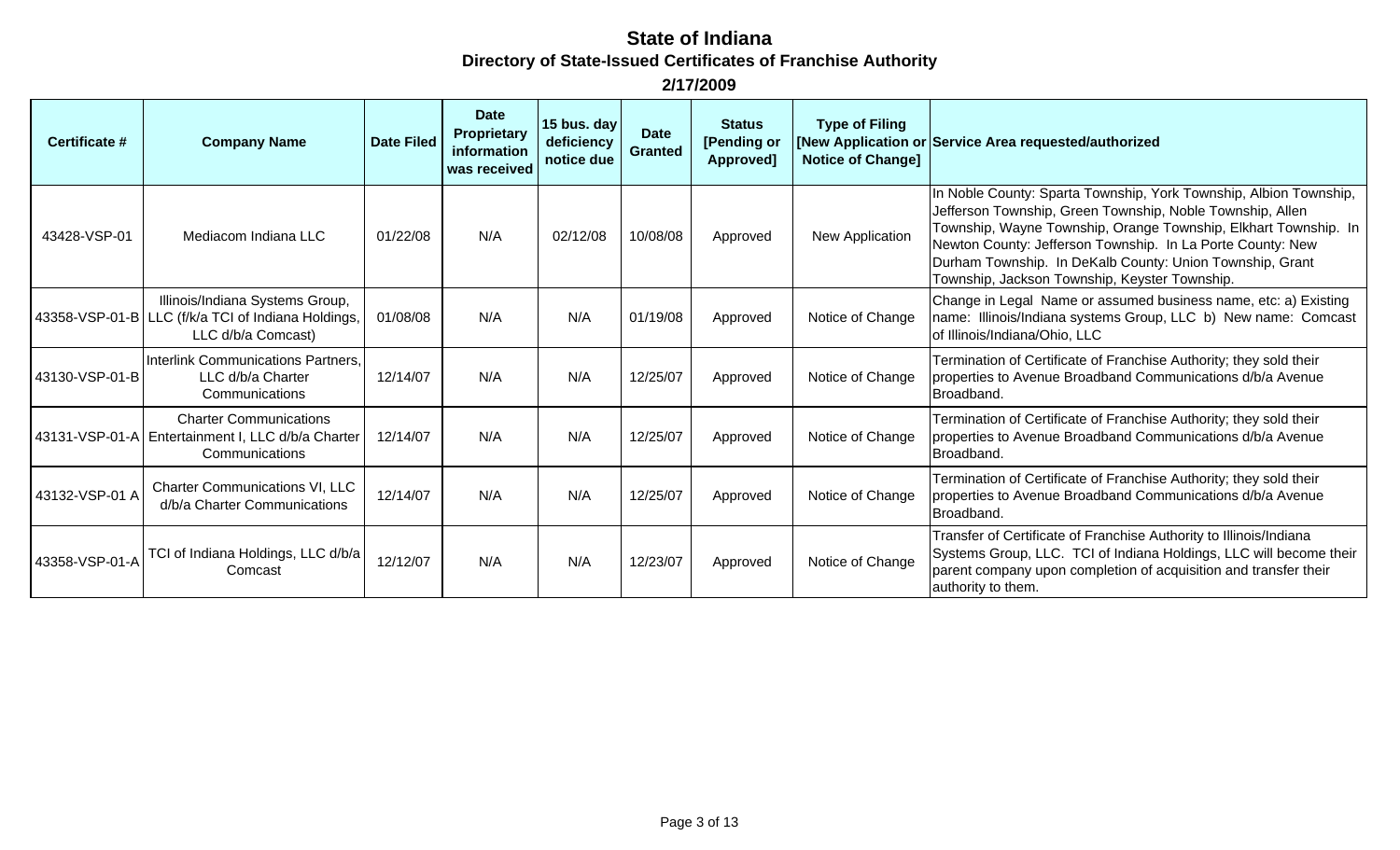# State of Indiana

## Directory of State-Issued Certificates of Franchise Authority

### 2/17/2009

| Certificate # | Company Name | Date Filed | Date Proprietary information was received | 15 bus. day deficiency notice due | Date Granted | Status [Pending or Approved] | Type of Filing [New Application or Notice of Change] | Service Area requested/authorized |
|---|---|---|---|---|---|---|---|---|
| 43428-VSP-01 | Mediacom Indiana LLC | 01/22/08 | N/A | 02/12/08 | 10/08/08 | Approved | New Application | In Noble County: Sparta Township, York Township, Albion Township, Jefferson Township, Green Township, Noble Township, Allen Township, Wayne Township, Orange Township, Elkhart Township. In Newton County: Jefferson Township. In La Porte County: New Durham Township. In DeKalb County: Union Township, Grant Township, Jackson Township, Keyster Township. |
| 43358-VSP-01-B | Illinois/Indiana Systems Group, LLC (f/k/a TCI of Indiana Holdings, LLC d/b/a Comcast) | 01/08/08 | N/A | N/A | 01/19/08 | Approved | Notice of Change | Change in Legal Name or assumed business name, etc: a) Existing name: Illinois/Indiana systems Group, LLC b) New name: Comcast of Illinois/Indiana/Ohio, LLC |
| 43130-VSP-01-B | Interlink Communications Partners, LLC d/b/a Charter Communications | 12/14/07 | N/A | N/A | 12/25/07 | Approved | Notice of Change | Termination of Certificate of Franchise Authority; they sold their properties to Avenue Broadband Communications d/b/a Avenue Broadband. |
| 43131-VSP-01-A | Charter Communications Entertainment I, LLC d/b/a Charter Communications | 12/14/07 | N/A | N/A | 12/25/07 | Approved | Notice of Change | Termination of Certificate of Franchise Authority; they sold their properties to Avenue Broadband Communications d/b/a Avenue Broadband. |
| 43132-VSP-01 A | Charter Communications VI, LLC d/b/a Charter Communications | 12/14/07 | N/A | N/A | 12/25/07 | Approved | Notice of Change | Termination of Certificate of Franchise Authority; they sold their properties to Avenue Broadband Communications d/b/a Avenue Broadband. |
| 43358-VSP-01-A | TCI of Indiana Holdings, LLC d/b/a Comcast | 12/12/07 | N/A | N/A | 12/23/07 | Approved | Notice of Change | Transfer of Certificate of Franchise Authority to Illinois/Indiana Systems Group, LLC. TCI of Indiana Holdings, LLC will become their parent company upon completion of acquisition and transfer their authority to them. |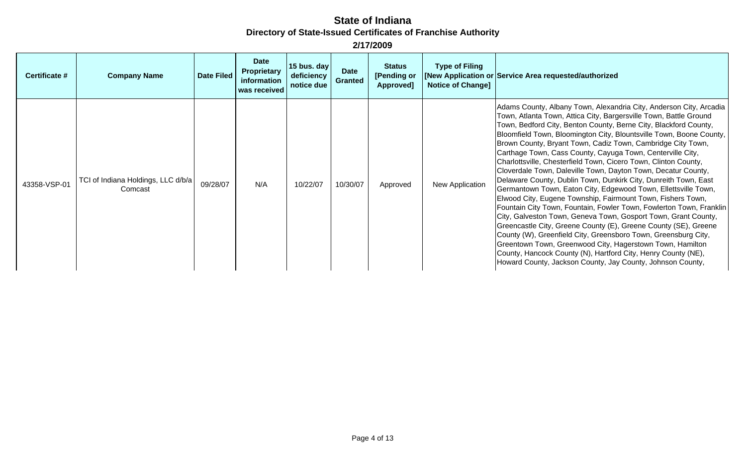# State of Indiana

## Directory of State-Issued Certificates of Franchise Authority

### 2/17/2009

| Certificate # | Company Name | Date Filed | Date Proprietary information was received | 15 bus. day deficiency notice due | Date Granted | Status [Pending or Approved] | Type of Filing [New Application or Notice of Change] | Service Area requested/authorized |
|---|---|---|---|---|---|---|---|---|
| 43358-VSP-01 | TCI of Indiana Holdings, LLC d/b/a Comcast | 09/28/07 | N/A | 10/22/07 | 10/30/07 | Approved | New Application | Adams County, Albany Town, Alexandria City, Anderson City, Arcadia Town, Atlanta Town, Attica City, Bargersville Town, Battle Ground Town, Bedford City, Benton County, Berne City, Blackford County, Bloomfield Town, Bloomington City, Blountsville Town, Boone County, Brown County, Bryant Town, Cadiz Town, Cambridge City Town, Carthage Town, Cass County, Cayuga Town, Centerville City, Charlottsville, Chesterfield Town, Cicero Town, Clinton County, Cloverdale Town, Daleville Town, Dayton Town, Decatur County, Delaware County, Dublin Town, Dunkirk City, Dunreith Town, East Germantown Town, Eaton City, Edgewood Town, Ellettsville Town, Elwood City, Eugene Township, Fairmount Town, Fishers Town, Fountain City Town, Fountain, Fowler Town, Fowlerton Town, Franklin City, Galveston Town, Geneva Town, Gosport Town, Grant County, Greencastle City, Greene County (E), Greene County (SE), Greene County (W), Greenfield City, Greensboro Town, Greensburg City, Greentown Town, Greenwood City, Hagerstown Town, Hamilton County, Hancock County (N), Hartford City, Henry County (NE), Howard County, Jackson County, Jay County, Johnson County, |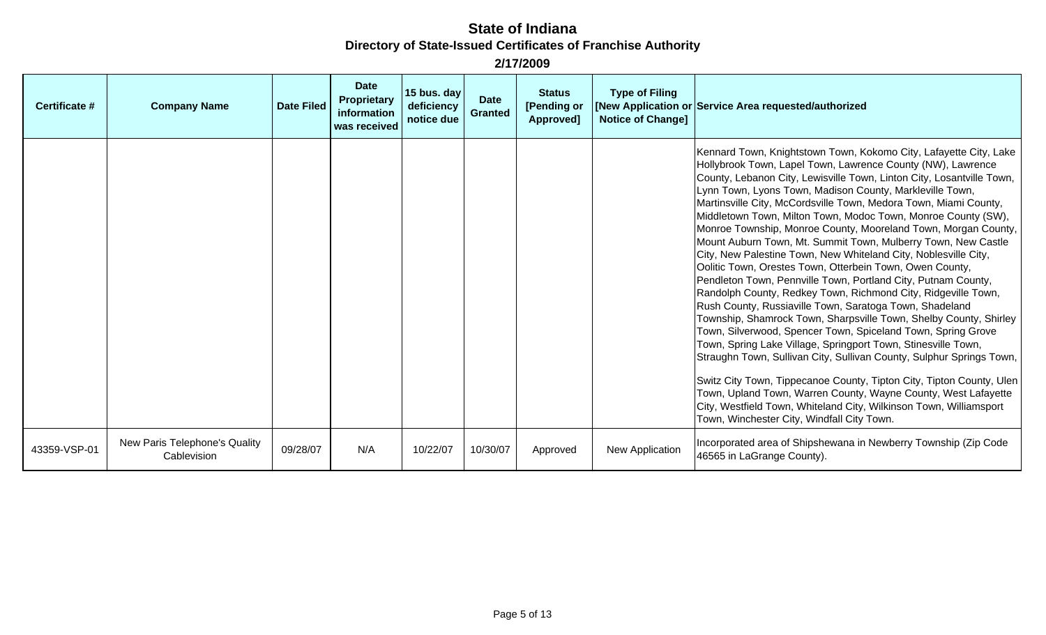# State of Indiana

## Directory of State-Issued Certificates of Franchise Authority

### 2/17/2009

| Certificate # | Company Name | Date Filed | Date Proprietary information was received | 15 bus. day deficiency notice due | Date Granted | Status [Pending or Approved] | Type of Filing [New Application or Notice of Change] | Service Area requested/authorized |
|---|---|---|---|---|---|---|---|---|
| | | | | | | | | Kennard Town, Knightstown Town, Kokomo City, Lafayette City, Lake Hollybrook Town, Lapel Town, Lawrence County (NW), Lawrence County, Lebanon City, Lewisville Town, Linton City, Losantville Town, Lynn Town, Lyons Town, Madison County, Markleville Town, Martinsville City, McCordsville Town, Medora Town, Miami County, Middletown Town, Milton Town, Modoc Town, Monroe County (SW), Monroe Township, Monroe County, Mooreland Town, Morgan County, Mount Auburn Town, Mt. Summit Town, Mulberry Town, New Castle City, New Palestine Town, New Whiteland City, Noblesville City, Oolitic Town, Orestes Town, Otterbein Town, Owen County, Pendleton Town, Pennville Town, Portland City, Putnam County, Randolph County, Redkey Town, Richmond City, Ridgeville Town, Rush County, Russiaville Town, Saratoga Town, Shadeland Township, Shamrock Town, Sharpsville Town, Shelby County, Shirley Town, Silverwood, Spencer Town, Spiceland Town, Spring Grove Town, Spring Lake Village, Springport Town, Stinesville Town, Straughn Town, Sullivan City, Sullivan County, Sulphur Springs Town, Switz City Town, Tippecanoe County, Tipton City, Tipton County, Ulen Town, Upland Town, Warren County, Wayne County, West Lafayette City, Westfield Town, Whiteland City, Wilkinson Town, Williamsport Town, Winchester City, Windfall City Town. |
| 43359-VSP-01 | New Paris Telephone's Quality Cablevision | 09/28/07 | N/A | 10/22/07 | 10/30/07 | Approved | New Application | Incorporated area of Shipshewana in Newberry Township (Zip Code 46565 in LaGrange County). |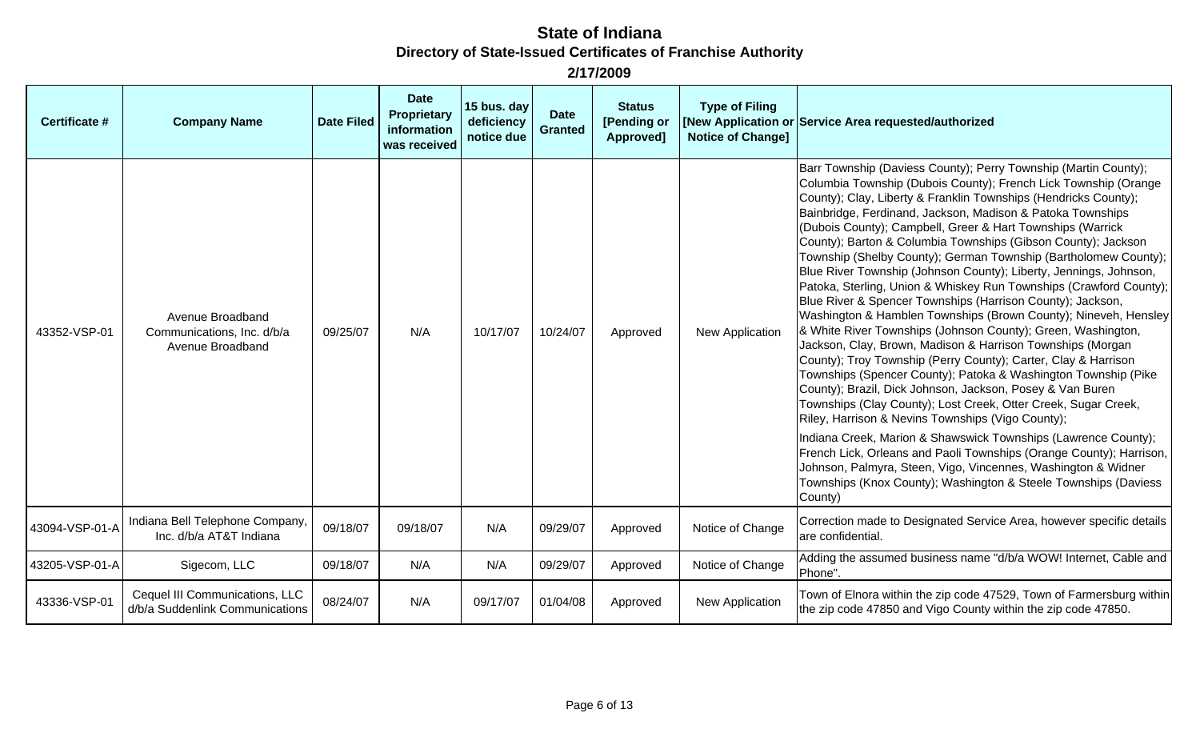# State of Indiana

## Directory of State-Issued Certificates of Franchise Authority

### 2/17/2009

| Certificate # | Company Name | Date Filed | Date Proprietary information was received | 15 bus. day deficiency notice due | Date Granted | Status [Pending or Approved] | Type of Filing [New Application or Notice of Change] | Service Area requested/authorized |
|---|---|---|---|---|---|---|---|---|
| 43352-VSP-01 | Avenue Broadband Communications, Inc. d/b/a Avenue Broadband | 09/25/07 | N/A | 10/17/07 | 10/24/07 | Approved | New Application | Barr Township (Daviess County); Perry Township (Martin County); Columbia Township (Dubois County); French Lick Township (Orange County); Clay, Liberty & Franklin Townships (Hendricks County); Bainbridge, Ferdinand, Jackson, Madison & Patoka Townships (Dubois County); Campbell, Greer & Hart Townships (Warrick County); Barton & Columbia Townships (Gibson County); Jackson Township (Shelby County); German Township (Bartholomew County); Blue River Township (Johnson County); Liberty, Jennings, Johnson, Patoka, Sterling, Union & Whiskey Run Townships (Crawford County); Blue River & Spencer Townships (Harrison County); Jackson, Washington & Hamblen Townships (Brown County); Nineveh, Hensley & White River Townships (Johnson County); Green, Washington, Jackson, Clay, Brown, Madison & Harrison Townships (Morgan County); Troy Township (Perry County); Carter, Clay & Harrison Townships (Spencer County); Patoka & Washington Township (Pike County); Brazil, Dick Johnson, Jackson, Posey & Van Buren Townships (Clay County); Lost Creek, Otter Creek, Sugar Creek, Riley, Harrison & Nevins Townships (Vigo County); Indiana Creek, Marion & Shawswick Townships (Lawrence County); French Lick, Orleans and Paoli Townships (Orange County); Harrison, Johnson, Palmyra, Steen, Vigo, Vincennes, Washington & Widner Townships (Knox County); Washington & Steele Townships (Daviess County) |
| 43094-VSP-01-A | Indiana Bell Telephone Company, Inc. d/b/a AT&T Indiana | 09/18/07 | 09/18/07 | N/A | 09/29/07 | Approved | Notice of Change | Correction made to Designated Service Area, however specific details are confidential. |
| 43205-VSP-01-A | Sigecom, LLC | 09/18/07 | N/A | N/A | 09/29/07 | Approved | Notice of Change | Adding the assumed business name "d/b/a WOW! Internet, Cable and Phone". |
| 43336-VSP-01 | Cequel III Communications, LLC d/b/a Suddenlink Communications | 08/24/07 | N/A | 09/17/07 | 01/04/08 | Approved | New Application | Town of Elnora within the zip code 47529, Town of Farmersburg within the zip code 47850 and Vigo County within the zip code 47850. |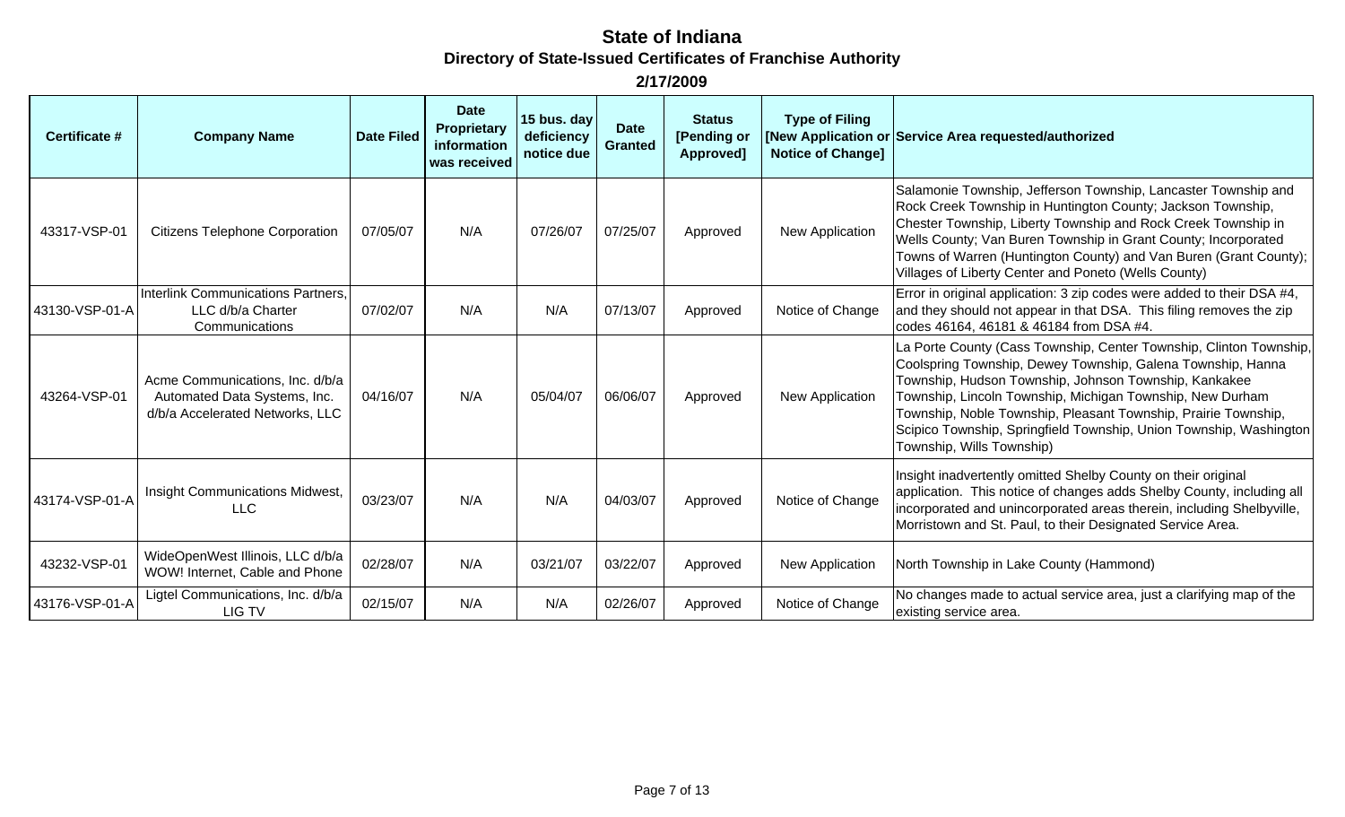# State of Indiana

## Directory of State-Issued Certificates of Franchise Authority

**2/17/2009**

| Certificate # | Company Name | Date Filed | Date Proprietary information was received | 15 bus. day deficiency notice due | Date Granted | Status [Pending or Approved] | Type of Filing [New Application or Notice of Change] | Service Area requested/authorized |
|---|---|---|---|---|---|---|---|---|
| 43317-VSP-01 | Citizens Telephone Corporation | 07/05/07 | N/A | 07/26/07 | 07/25/07 | Approved | New Application | Salamonie Township, Jefferson Township, Lancaster Township and Rock Creek Township in Huntington County; Jackson Township, Chester Township, Liberty Township and Rock Creek Township in Wells County; Van Buren Township in Grant County; Incorporated Towns of Warren (Huntington County) and Van Buren (Grant County); Villages of Liberty Center and Poneto (Wells County) |
| 43130-VSP-01-A | Interlink Communications Partners, LLC d/b/a Charter Communications | 07/02/07 | N/A | N/A | 07/13/07 | Approved | Notice of Change | Error in original application: 3 zip codes were added to their DSA #4, and they should not appear in that DSA. This filing removes the zip codes 46164, 46181 & 46184 from DSA #4. |
| 43264-VSP-01 | Acme Communications, Inc. d/b/a Automated Data Systems, Inc. d/b/a Accelerated Networks, LLC | 04/16/07 | N/A | 05/04/07 | 06/06/07 | Approved | New Application | La Porte County (Cass Township, Center Township, Clinton Township, Coolspring Township, Dewey Township, Galena Township, Hanna Township, Hudson Township, Johnson Township, Kankakee Township, Lincoln Township, Michigan Township, New Durham Township, Noble Township, Pleasant Township, Prairie Township, Scipico Township, Springfield Township, Union Township, Washington Township, Wills Township) |
| 43174-VSP-01-A | Insight Communications Midwest, LLC | 03/23/07 | N/A | N/A | 04/03/07 | Approved | Notice of Change | Insight inadvertently omitted Shelby County on their original application. This notice of changes adds Shelby County, including all incorporated and unincorporated areas therein, including Shelbyville, Morristown and St. Paul, to their Designated Service Area. |
| 43232-VSP-01 | WideOpenWest Illinois, LLC d/b/a WOW! Internet, Cable and Phone | 02/28/07 | N/A | 03/21/07 | 03/22/07 | Approved | New Application | North Township in Lake County (Hammond) |
| 43176-VSP-01-A | Ligtel Communications, Inc. d/b/a LIG TV | 02/15/07 | N/A | N/A | 02/26/07 | Approved | Notice of Change | No changes made to actual service area, just a clarifying map of the existing service area. |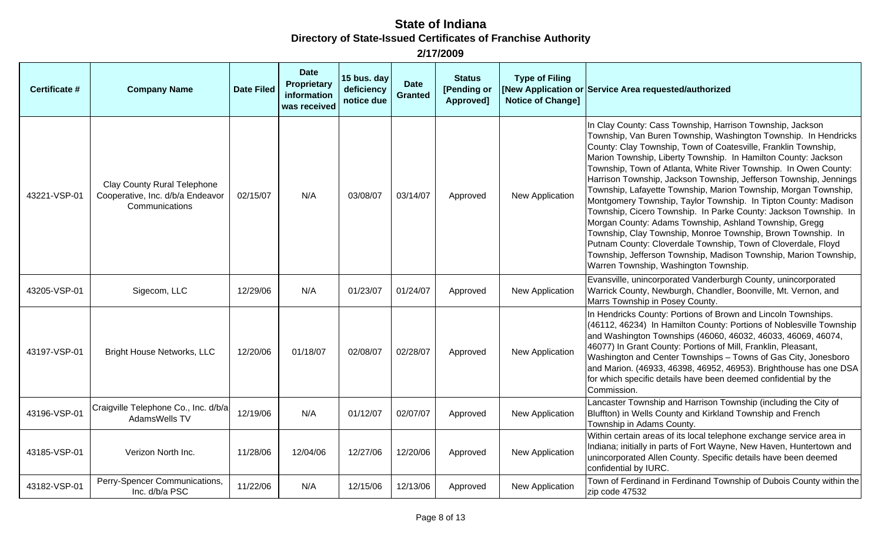# State of Indiana

## Directory of State-Issued Certificates of Franchise Authority

### 2/17/2009

| Certificate # | Company Name | Date Filed | Date Proprietary information was received | 15 bus. day deficiency notice due | Date Granted | Status [Pending or Approved] | Type of Filing [New Application or Notice of Change] | Service Area requested/authorized |
|---|---|---|---|---|---|---|---|---|
| 43221-VSP-01 | Clay County Rural Telephone Cooperative, Inc. d/b/a Endeavor Communications | 02/15/07 | N/A | 03/08/07 | 03/14/07 | Approved | New Application | In Clay County: Cass Township, Harrison Township, Jackson Township, Van Buren Township, Washington Township. In Hendricks County: Clay Township, Town of Coatesville, Franklin Township, Marion Township, Liberty Township. In Hamilton County: Jackson Township, Town of Atlanta, White River Township. In Owen County: Harrison Township, Jackson Township, Jefferson Township, Jennings Township, Lafayette Township, Marion Township, Morgan Township, Montgomery Township, Taylor Township. In Tipton County: Madison Township, Cicero Township. In Parke County: Jackson Township. In Morgan County: Adams Township, Ashland Township, Gregg Township, Clay Township, Monroe Township, Brown Township. In Putnam County: Cloverdale Township, Town of Cloverdale, Floyd Township, Jefferson Township, Madison Township, Marion Township, Warren Township, Washington Township. |
| 43205-VSP-01 | Sigecom, LLC | 12/29/06 | N/A | 01/23/07 | 01/24/07 | Approved | New Application | Evansville, unincorporated Vanderburgh County, unincorporated Warrick County, Newburgh, Chandler, Boonville, Mt. Vernon, and Marrs Township in Posey County. |
| 43197-VSP-01 | Bright House Networks, LLC | 12/20/06 | 01/18/07 | 02/08/07 | 02/28/07 | Approved | New Application | In Hendricks County: Portions of Brown and Lincoln Townships. (46112, 46234) In Hamilton County: Portions of Noblesville Township and Washington Townships (46060, 46032, 46033, 46069, 46074, 46077) In Grant County: Portions of Mill, Franklin, Pleasant, Washington and Center Townships – Towns of Gas City, Jonesboro and Marion. (46933, 46398, 46952, 46953). Brighthouse has one DSA for which specific details have been deemed confidential by the Commission. |
| 43196-VSP-01 | Craigville Telephone Co., Inc. d/b/a AdamsWells TV | 12/19/06 | N/A | 01/12/07 | 02/07/07 | Approved | New Application | Lancaster Township and Harrison Township (including the City of Bluffton) in Wells County and Kirkland Township and French Township in Adams County. |
| 43185-VSP-01 | Verizon North Inc. | 11/28/06 | 12/04/06 | 12/27/06 | 12/20/06 | Approved | New Application | Within certain areas of its local telephone exchange service area in Indiana; initially in parts of Fort Wayne, New Haven, Huntertown and unincorporated Allen County. Specific details have been deemed confidential by IURC. |
| 43182-VSP-01 | Perry-Spencer Communications, Inc. d/b/a PSC | 11/22/06 | N/A | 12/15/06 | 12/13/06 | Approved | New Application | Town of Ferdinand in Ferdinand Township of Dubois County within the zip code 47532 |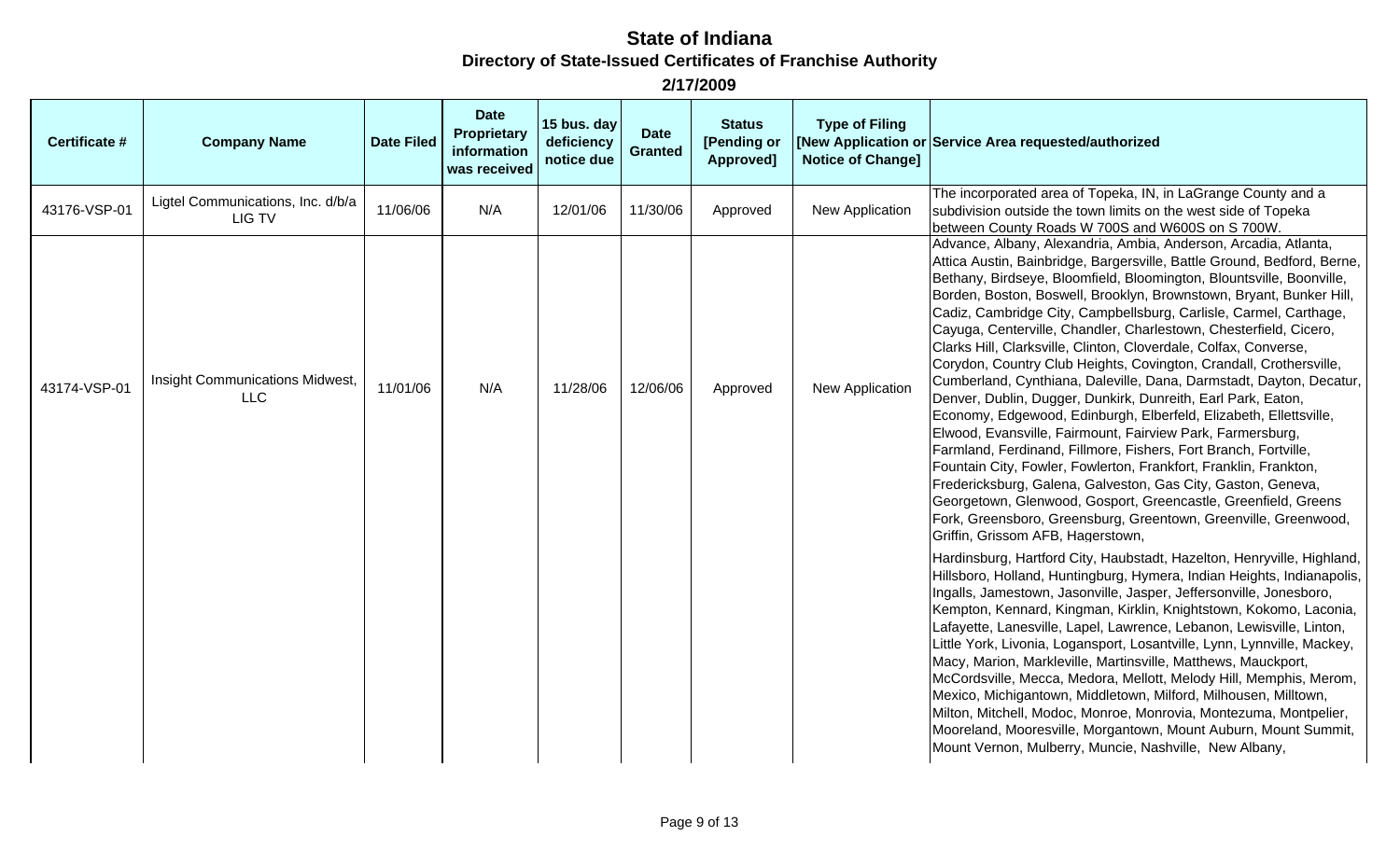# State of Indiana

## Directory of State-Issued Certificates of Franchise Authority

### 2/17/2009

| Certificate # | Company Name | Date Filed | Date Proprietary information was received | 15 bus. day deficiency notice due | Date Granted | Status [Pending or Approved] | Type of Filing [New Application or Notice of Change] | Service Area requested/authorized |
|---|---|---|---|---|---|---|---|---|
| 43176-VSP-01 | Ligtel Communications, Inc. d/b/a LIG TV | 11/06/06 | N/A | 12/01/06 | 11/30/06 | Approved | New Application | The incorporated area of Topeka, IN, in LaGrange County and a subdivision outside the town limits on the west side of Topeka between County Roads W 700S and W600S on S 700W. |
| 43174-VSP-01 | Insight Communications Midwest, LLC | 11/01/06 | N/A | 11/28/06 | 12/06/06 | Approved | New Application | Advance, Albany, Alexandria, Ambia, Anderson, Arcadia, Atlanta, Attica Austin, Bainbridge, Bargersville, Battle Ground, Bedford, Berne, Bethany, Birdseye, Bloomfield, Bloomington, Blountsville, Boonville, Borden, Boston, Boswell, Brooklyn, Brownstown, Bryant, Bunker Hill, Cadiz, Cambridge City, Campbellsburg, Carlisle, Carmel, Carthage, Cayuga, Centerville, Chandler, Charlestown, Chesterfield, Cicero, Clarks Hill, Clarksville, Clinton, Cloverdale, Colfax, Converse, Corydon, Country Club Heights, Covington, Crandall, Crothersville, Cumberland, Cynthiana, Daleville, Dana, Darmstadt, Dayton, Decatur, Denver, Dublin, Dugger, Dunkirk, Dunreith, Earl Park, Eaton, Economy, Edgewood, Edinburgh, Elberfeld, Elizabeth, Ellettsville, Elwood, Evansville, Fairmount, Fairview Park, Farmersburg, Farmland, Ferdinand, Fillmore, Fishers, Fort Branch, Fortville, Fountain City, Fowler, Fowlerton, Frankfort, Franklin, Frankton, Fredericksburg, Galena, Galveston, Gas City, Gaston, Geneva, Georgetown, Glenwood, Gosport, Greencastle, Greenfield, Greens Fork, Greensboro, Greensburg, Greentown, Greenville, Greenwood, Griffin, Grissom AFB, Hagerstown, Hardinsburg, Hartford City, Haubstadt, Hazelton, Henryville, Highland, Hillsboro, Holland, Huntingburg, Hymera, Indian Heights, Indianapolis, Ingalls, Jamestown, Jasonville, Jasper, Jeffersonville, Jonesboro, Kempton, Kennard, Kingman, Kirklin, Knightstown, Kokomo, Laconia, Lafayette, Lanesville, Lapel, Lawrence, Lebanon, Lewisville, Linton, Little York, Livonia, Logansport, Losantville, Lynn, Lynnville, Mackey, Macy, Marion, Markleville, Martinsville, Matthews, Mauckport, McCordsville, Mecca, Medora, Mellott, Melody Hill, Memphis, Merom, Mexico, Michigantown, Middletown, Milford, Milhousen, Milltown, Milton, Mitchell, Modoc, Monroe, Monrovia, Montezuma, Montpelier, Mooreland, Mooresville, Morgantown, Mount Auburn, Mount Summit, Mount Vernon, Mulberry, Muncie, Nashville, New Albany, |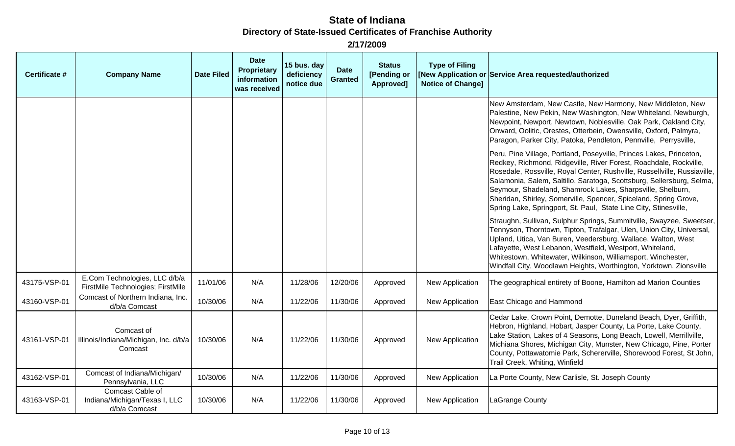# State of Indiana

## Directory of State-Issued Certificates of Franchise Authority

**2/17/2009**

| Certificate # | Company Name | Date Filed | Date Proprietary information was received | 15 bus. day deficiency notice due | Date Granted | Status [Pending or Approved] | Type of Filing [New Application or Notice of Change] | Service Area requested/authorized |
|---|---|---|---|---|---|---|---|---|
| | | | | | | | | New Amsterdam, New Castle, New Harmony, New Middleton, New Palestine, New Pekin, New Washington, New Whiteland, Newburgh, Newpoint, Newport, Newtown, Noblesville, Oak Park, Oakland City, Onward, Oolitic, Orestes, Otterbein, Owensville, Oxford, Palmyra, Paragon, Parker City, Patoka, Pendleton, Pennville, Perrysville, Peru, Pine Village, Portland, Poseyville, Princes Lakes, Princeton, Redkey, Richmond, Ridgeville, River Forest, Roachdale, Rockville, Rosedale, Rossville, Royal Center, Rushville, Russellville, Russiaville, Salamonia, Salem, Saltillo, Saratoga, Scottsburg, Sellersburg, Selma, Seymour, Shadeland, Shamrock Lakes, Sharpsville, Shelburn, Sheridan, Shirley, Somerville, Spencer, Spiceland, Spring Grove, Spring Lake, Springport, St. Paul, State Line City, Stinesville, Straughn, Sullivan, Sulphur Springs, Summitville, Swayzee, Sweetser, Tennyson, Thorntown, Tipton, Trafalgar, Ulen, Union City, Universal, Upland, Utica, Van Buren, Veedersburg, Wallace, Walton, West Lafayette, West Lebanon, Westfield, Westport, Whiteland, Whitestown, Whitewater, Wilkinson, Williamsport, Winchester, Windfall City, Woodlawn Heights, Worthington, Yorktown, Zionsville |
| 43175-VSP-01 | E.Com Technologies, LLC d/b/a FirstMile Technologies; FirstMile | 11/01/06 | N/A | 11/28/06 | 12/20/06 | Approved | New Application | The geographical entirety of Boone, Hamilton ad Marion Counties |
| 43160-VSP-01 | Comcast of Northern Indiana, Inc. d/b/a Comcast | 10/30/06 | N/A | 11/22/06 | 11/30/06 | Approved | New Application | East Chicago and Hammond |
| 43161-VSP-01 | Comcast of Illinois/Indiana/Michigan, Inc. d/b/a Comcast | 10/30/06 | N/A | 11/22/06 | 11/30/06 | Approved | New Application | Cedar Lake, Crown Point, Demotte, Duneland Beach, Dyer, Griffith, Hebron, Highland, Hobart, Jasper County, La Porte, Lake County, Lake Station, Lakes of 4 Seasons, Long Beach, Lowell, Merrillville, Michiana Shores, Michigan City, Munster, New Chicago, Pine, Porter County, Pottawatomie Park, Schererville, Shorewood Forest, St John, Trail Creek, Whiting, Winfield |
| 43162-VSP-01 | Comcast of Indiana/Michigan/ Pennsylvania, LLC | 10/30/06 | N/A | 11/22/06 | 11/30/06 | Approved | New Application | La Porte County, New Carlisle, St. Joseph County |
| 43163-VSP-01 | Comcast Cable of Indiana/Michigan/Texas I, LLC d/b/a Comcast | 10/30/06 | N/A | 11/22/06 | 11/30/06 | Approved | New Application | LaGrange County |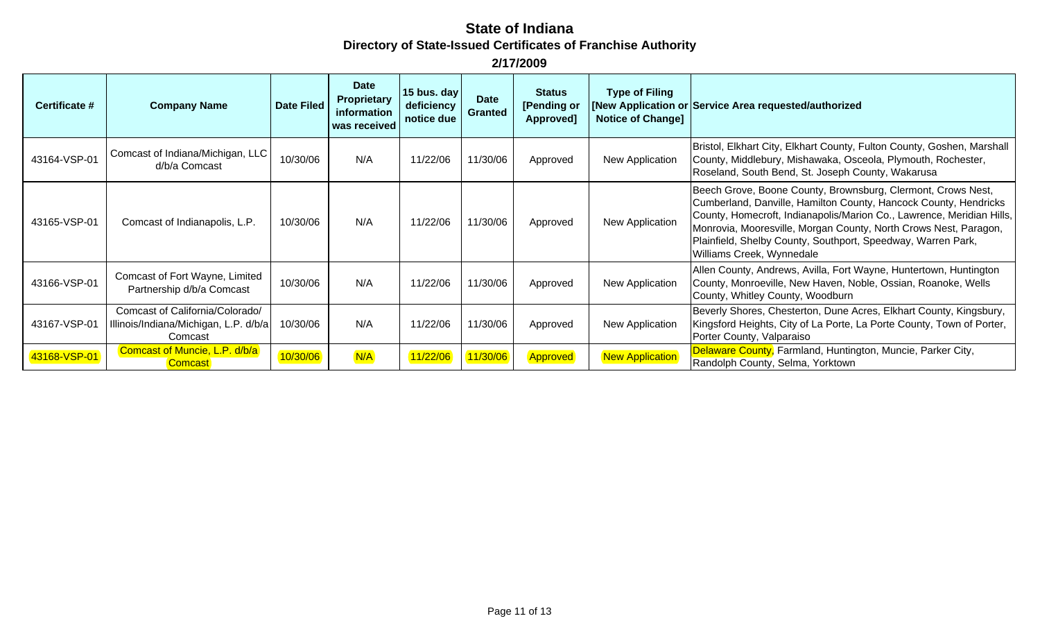# State of Indiana

## Directory of State-Issued Certificates of Franchise Authority

### 2/17/2009

| Certificate # | Company Name | Date Filed | Date Proprietary information was received | 15 bus. day deficiency notice due | Date Granted | Status [Pending or Approved] | Type of Filing [New Application or Notice of Change] | Service Area requested/authorized |
|---|---|---|---|---|---|---|---|---|
| 43164-VSP-01 | Comcast of Indiana/Michigan, LLC d/b/a Comcast | 10/30/06 | N/A | 11/22/06 | 11/30/06 | Approved | New Application | Bristol, Elkhart City, Elkhart County, Fulton County, Goshen, Marshall County, Middlebury, Mishawaka, Osceola, Plymouth, Rochester, Roseland, South Bend, St. Joseph County, Wakarusa |
| 43165-VSP-01 | Comcast of Indianapolis, L.P. | 10/30/06 | N/A | 11/22/06 | 11/30/06 | Approved | New Application | Beech Grove, Boone County, Brownsburg, Clermont, Crows Nest, Cumberland, Danville, Hamilton County, Hancock County, Hendricks County, Homecroft, Indianapolis/Marion Co., Lawrence, Meridian Hills, Monrovia, Mooresville, Morgan County, North Crows Nest, Paragon, Plainfield, Shelby County, Southport, Speedway, Warren Park, Williams Creek, Wynnedale |
| 43166-VSP-01 | Comcast of Fort Wayne, Limited Partnership d/b/a Comcast | 10/30/06 | N/A | 11/22/06 | 11/30/06 | Approved | New Application | Allen County, Andrews, Avilla, Fort Wayne, Huntertown, Huntington County, Monroeville, New Haven, Noble, Ossian, Roanoke, Wells County, Whitley County, Woodburn |
| 43167-VSP-01 | Comcast of California/Colorado/ Illinois/Indiana/Michigan, L.P. d/b/a Comcast | 10/30/06 | N/A | 11/22/06 | 11/30/06 | Approved | New Application | Beverly Shores, Chesterton, Dune Acres, Elkhart County, Kingsbury, Kingsford Heights, City of La Porte, La Porte County, Town of Porter, Porter County, Valparaiso |
| 43168-VSP-01 | Comcast of Muncie, L.P. d/b/a Comcast | 10/30/06 | N/A | 11/22/06 | 11/30/06 | Approved | New Application | Delaware County, Farmland, Huntington, Muncie, Parker City, Randolph County, Selma, Yorktown |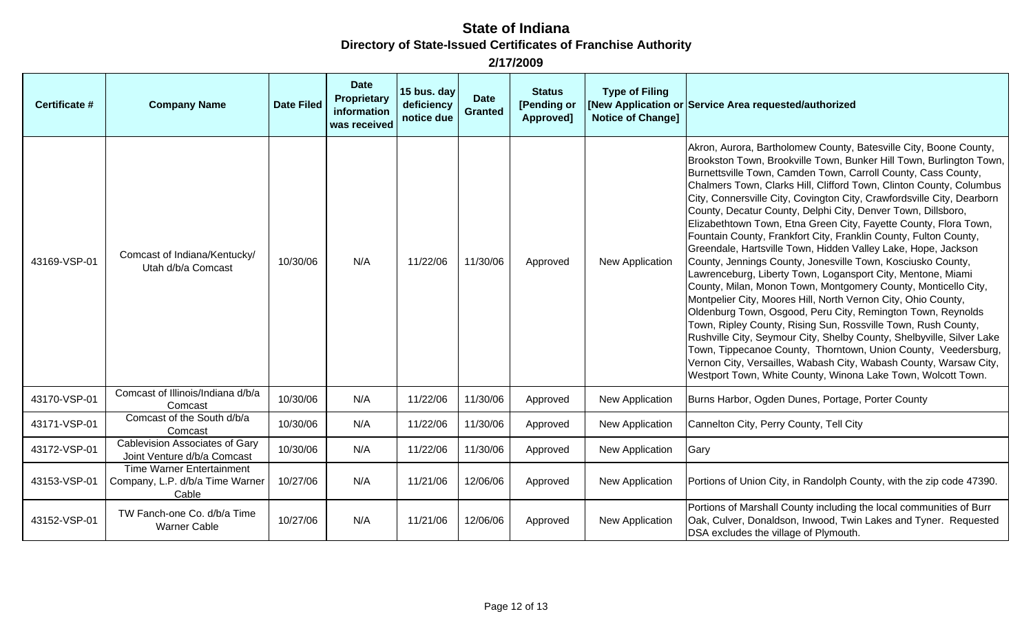# State of Indiana

## Directory of State-Issued Certificates of Franchise Authority

### 2/17/2009

| Certificate # | Company Name | Date Filed | Date Proprietary information was received | 15 bus. day deficiency notice due | Date Granted | Status [Pending or Approved] | Type of Filing [New Application or Notice of Change] | Service Area requested/authorized |
|---|---|---|---|---|---|---|---|---|
| 43169-VSP-01 | Comcast of Indiana/Kentucky/ Utah d/b/a Comcast | 10/30/06 | N/A | 11/22/06 | 11/30/06 | Approved | New Application | Akron, Aurora, Bartholomew County, Batesville City, Boone County, Brookston Town, Brookville Town, Bunker Hill Town, Burlington Town, Burnettsville Town, Camden Town, Carroll County, Cass County, Chalmers Town, Clarks Hill, Clifford Town, Clinton County, Columbus City, Connersville City, Covington City, Crawfordsville City, Dearborn County, Decatur County, Delphi City, Denver Town, Dillsboro, Elizabethtown Town, Etna Green City, Fayette County, Flora Town, Fountain County, Frankfort City, Franklin County, Fulton County, Greendale, Hartsville Town, Hidden Valley Lake, Hope, Jackson County, Jennings County, Jonesville Town, Kosciusko County, Lawrenceburg, Liberty Town, Logansport City, Mentone, Miami County, Milan, Monon Town, Montgomery County, Monticello City, Montpelier City, Moores Hill, North Vernon City, Ohio County, Oldenburg Town, Osgood, Peru City, Remington Town, Reynolds Town, Ripley County, Rising Sun, Rossville Town, Rush County, Rushville City, Seymour City, Shelby County, Shelbyville, Silver Lake Town, Tippecanoe County, Thorntown, Union County, Veedersburg, Vernon City, Versailles, Wabash City, Wabash County, Warsaw City, Westport Town, White County, Winona Lake Town, Wolcott Town. |
| 43170-VSP-01 | Comcast of Illinois/Indiana d/b/a Comcast | 10/30/06 | N/A | 11/22/06 | 11/30/06 | Approved | New Application | Burns Harbor, Ogden Dunes, Portage, Porter County |
| 43171-VSP-01 | Comcast of the South d/b/a Comcast | 10/30/06 | N/A | 11/22/06 | 11/30/06 | Approved | New Application | Cannelton City, Perry County, Tell City |
| 43172-VSP-01 | Cablevision Associates of Gary Joint Venture d/b/a Comcast | 10/30/06 | N/A | 11/22/06 | 11/30/06 | Approved | New Application | Gary |
| 43153-VSP-01 | Time Warner Entertainment Company, L.P. d/b/a Time Warner Cable | 10/27/06 | N/A | 11/21/06 | 12/06/06 | Approved | New Application | Portions of Union City, in Randolph County, with the zip code 47390. |
| 43152-VSP-01 | TW Fanch-one Co. d/b/a Time Warner Cable | 10/27/06 | N/A | 11/21/06 | 12/06/06 | Approved | New Application | Portions of Marshall County including the local communities of Burr Oak, Culver, Donaldson, Inwood, Twin Lakes and Tyner. Requested DSA excludes the village of Plymouth. |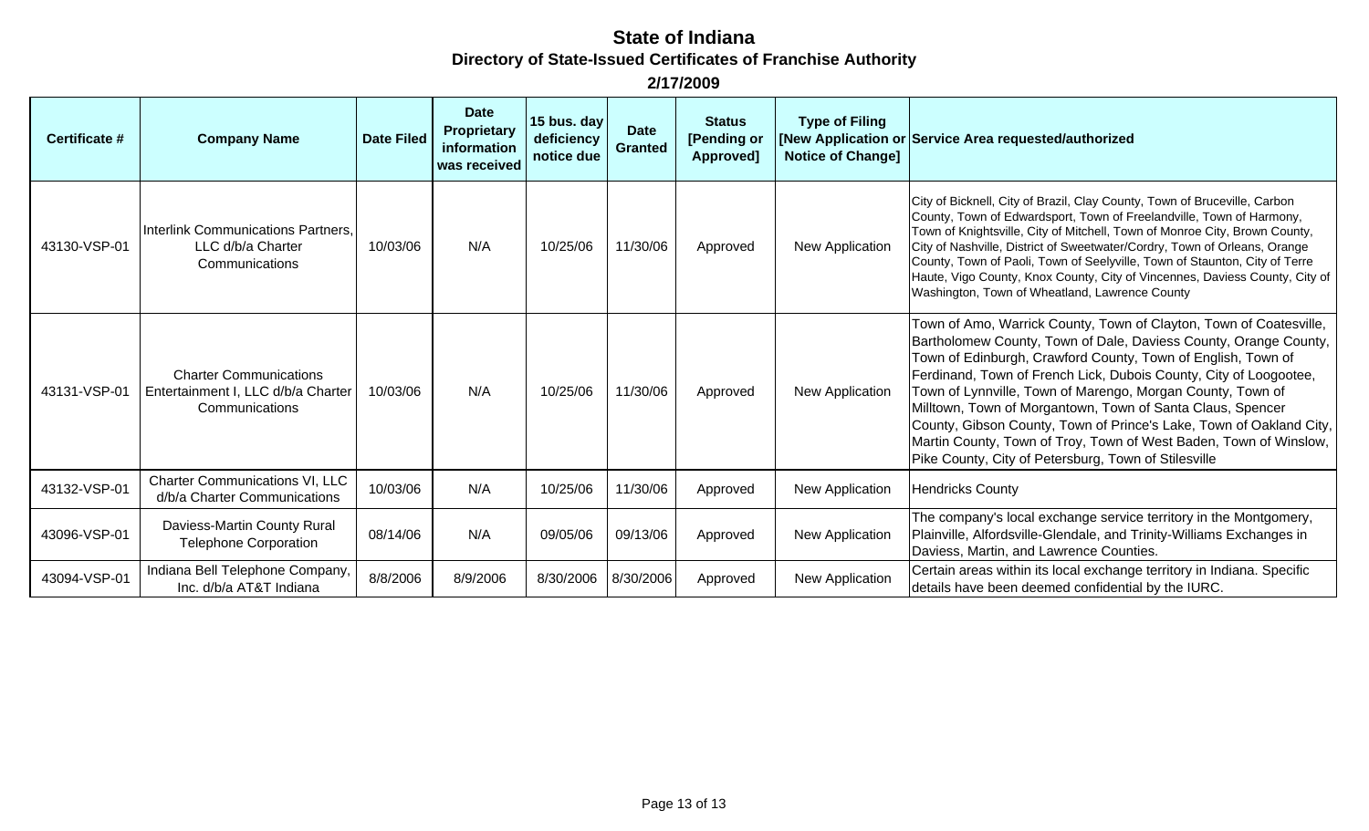# State of Indiana

## Directory of State-Issued Certificates of Franchise Authority

### 2/17/2009

| Certificate # | Company Name | Date Filed | Date Proprietary information was received | 15 bus. day deficiency notice due | Date Granted | Status [Pending or Approved] | Type of Filing [New Application or Notice of Change] | Service Area requested/authorized |
|---|---|---|---|---|---|---|---|---|
| 43130-VSP-01 | Interlink Communications Partners, LLC d/b/a Charter Communications | 10/03/06 | N/A | 10/25/06 | 11/30/06 | Approved | New Application | City of Bicknell, City of Brazil, Clay County, Town of Bruceville, Carbon County, Town of Edwardsport, Town of Freelandville, Town of Harmony, Town of Knightsville, City of Mitchell, Town of Monroe City, Brown County, City of Nashville, District of Sweetwater/Cordry, Town of Orleans, Orange County, Town of Paoli, Town of Seelyville, Town of Staunton, City of Terre Haute, Vigo County, Knox County, City of Vincennes, Daviess County, City of Washington, Town of Wheatland, Lawrence County |
| 43131-VSP-01 | Charter Communications Entertainment I, LLC d/b/a Charter Communications | 10/03/06 | N/A | 10/25/06 | 11/30/06 | Approved | New Application | Town of Amo, Warrick County, Town of Clayton, Town of Coatesville, Bartholomew County, Town of Dale, Daviess County, Orange County, Town of Edinburgh, Crawford County, Town of English, Town of Ferdinand, Town of French Lick, Dubois County, City of Loogootee, Town of Lynnville, Town of Marengo, Morgan County, Town of Milltown, Town of Morgantown, Town of Santa Claus, Spencer County, Gibson County, Town of Prince's Lake, Town of Oakland City, Martin County, Town of Troy, Town of West Baden, Town of Winslow, Pike County, City of Petersburg, Town of Stilesville |
| 43132-VSP-01 | Charter Communications VI, LLC d/b/a Charter Communications | 10/03/06 | N/A | 10/25/06 | 11/30/06 | Approved | New Application | Hendricks County |
| 43096-VSP-01 | Daviess-Martin County Rural Telephone Corporation | 08/14/06 | N/A | 09/05/06 | 09/13/06 | Approved | New Application | The company's local exchange service territory in the Montgomery, Plainville, Alfordsville-Glendale, and Trinity-Williams Exchanges in Daviess, Martin, and Lawrence Counties. |
| 43094-VSP-01 | Indiana Bell Telephone Company, Inc. d/b/a AT&T Indiana | 8/8/2006 | 8/9/2006 | 8/30/2006 | 8/30/2006 | Approved | New Application | Certain areas within its local exchange territory in Indiana. Specific details have been deemed confidential by the IURC. |